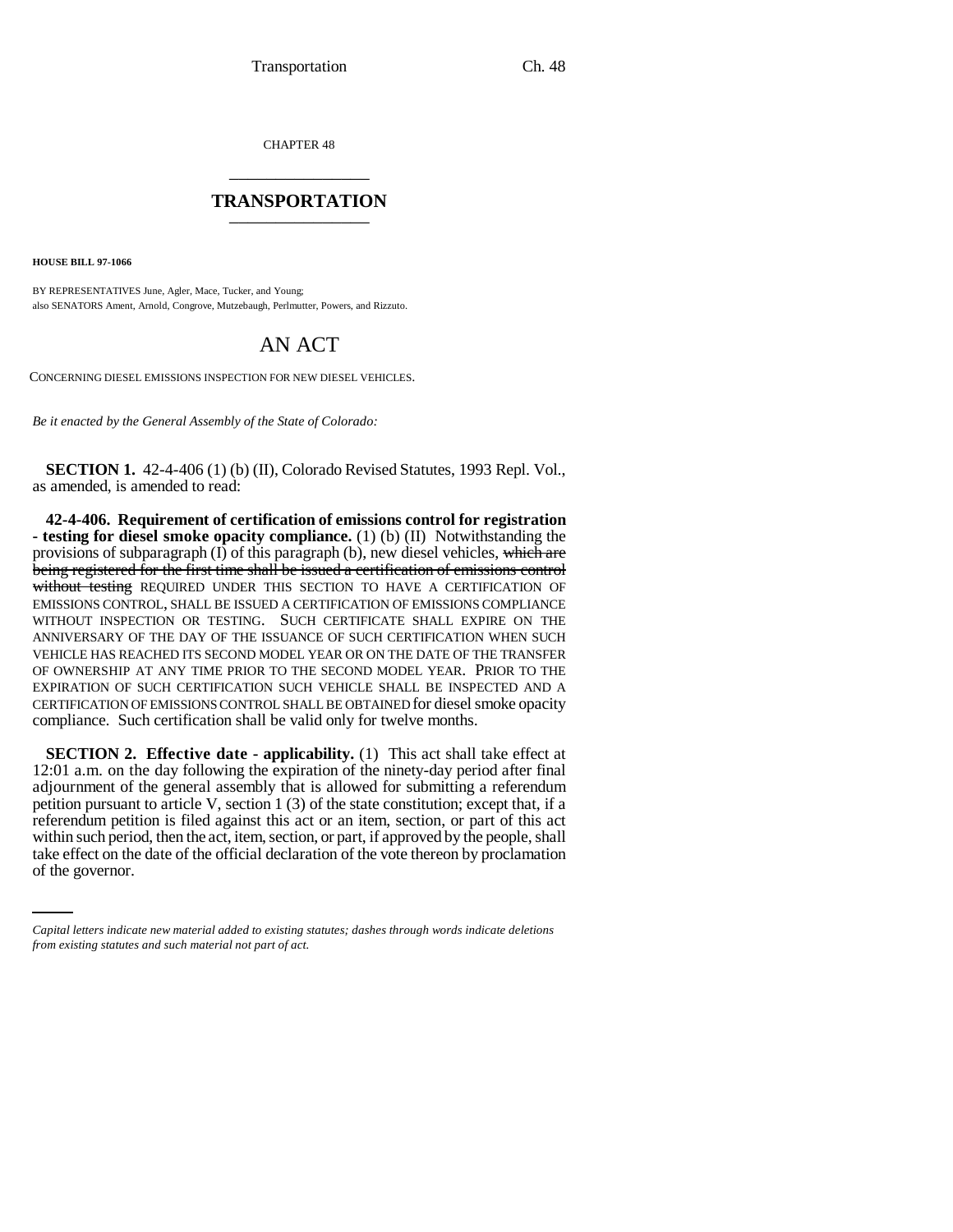CHAPTER 48

# TRANSPORTATION

**HOUSE BILL 97-1066**

BY REPRESENTATIVES June, Agler, Mace, Tucker, and Young;
also SENATORS Ament, Arnold, Congrove, Mutzebaugh, Perlmutter, Powers, and Rizzuto.

## AN ACT

CONCERNING DIESEL EMISSIONS INSPECTION FOR NEW DIESEL VEHICLES.

*Be it enacted by the General Assembly of the State of Colorado:*

**SECTION 1.** 42-4-406 (1) (b) (II), Colorado Revised Statutes, 1993 Repl. Vol., as amended, is amended to read:

**42-4-406. Requirement of certification of emissions control for registration - testing for diesel smoke opacity compliance.** (1) (b) (II) Notwithstanding the provisions of subparagraph (I) of this paragraph (b), new diesel vehicles, ~~which are being registered for the first time shall be issued a certification of emissions control without testing~~ REQUIRED UNDER THIS SECTION TO HAVE A CERTIFICATION OF EMISSIONS CONTROL, SHALL BE ISSUED A CERTIFICATION OF EMISSIONS COMPLIANCE WITHOUT INSPECTION OR TESTING. SUCH CERTIFICATE SHALL EXPIRE ON THE ANNIVERSARY OF THE DAY OF THE ISSUANCE OF SUCH CERTIFICATION WHEN SUCH VEHICLE HAS REACHED ITS SECOND MODEL YEAR OR ON THE DATE OF THE TRANSFER OF OWNERSHIP AT ANY TIME PRIOR TO THE SECOND MODEL YEAR. PRIOR TO THE EXPIRATION OF SUCH CERTIFICATION SUCH VEHICLE SHALL BE INSPECTED AND A CERTIFICATION OF EMISSIONS CONTROL SHALL BE OBTAINED for diesel smoke opacity compliance. Such certification shall be valid only for twelve months.

**SECTION 2. Effective date - applicability.** (1) This act shall take effect at 12:01 a.m. on the day following the expiration of the ninety-day period after final adjournment of the general assembly that is allowed for submitting a referendum petition pursuant to article V, section 1 (3) of the state constitution; except that, if a referendum petition is filed against this act or an item, section, or part of this act within such period, then the act, item, section, or part, if approved by the people, shall take effect on the date of the official declaration of the vote thereon by proclamation of the governor.

---

*Capital letters indicate new material added to existing statutes; dashes through words indicate deletions from existing statutes and such material not part of act.*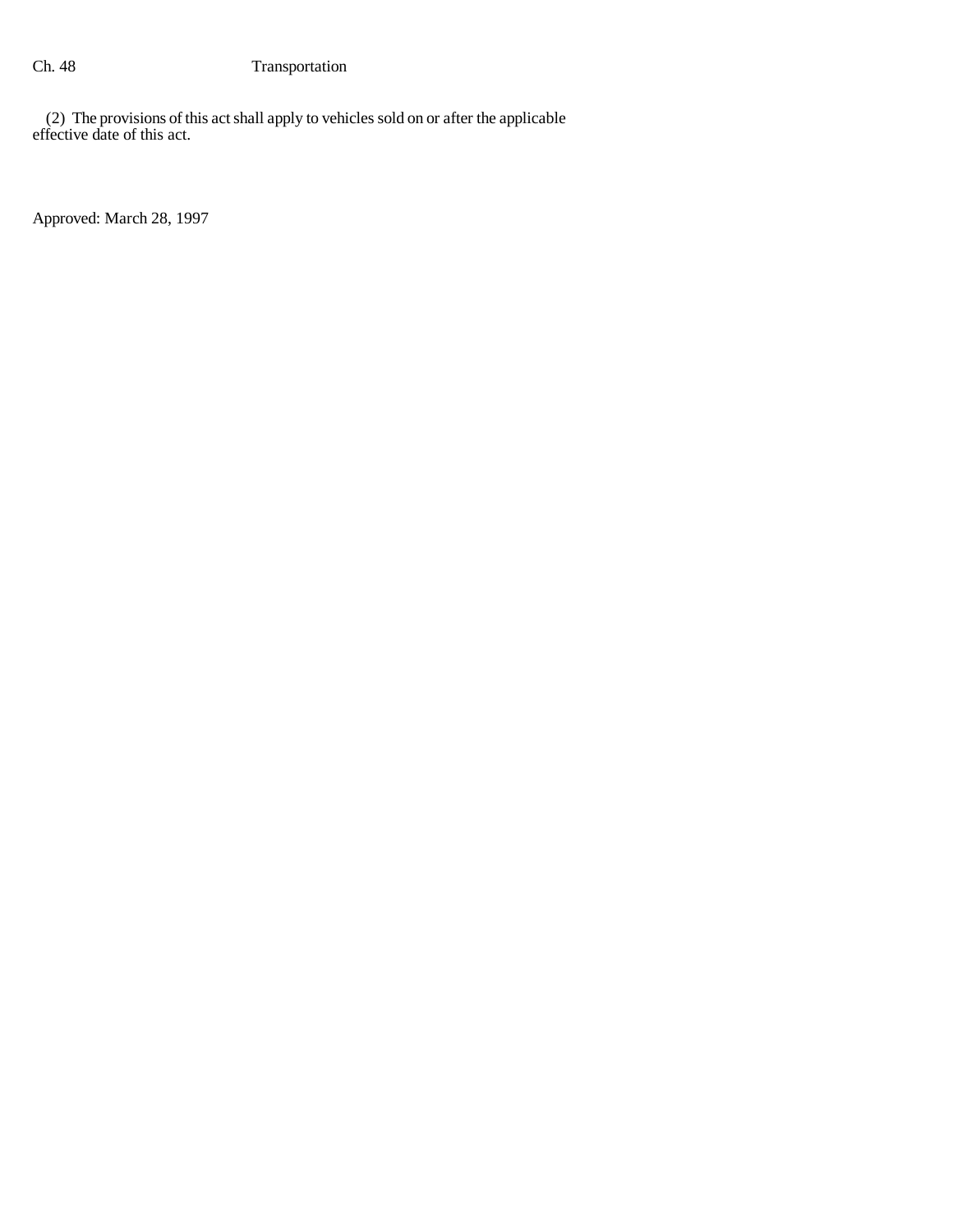(2) The provisions of this act shall apply to vehicles sold on or after the applicable effective date of this act.

Approved: March 28, 1997